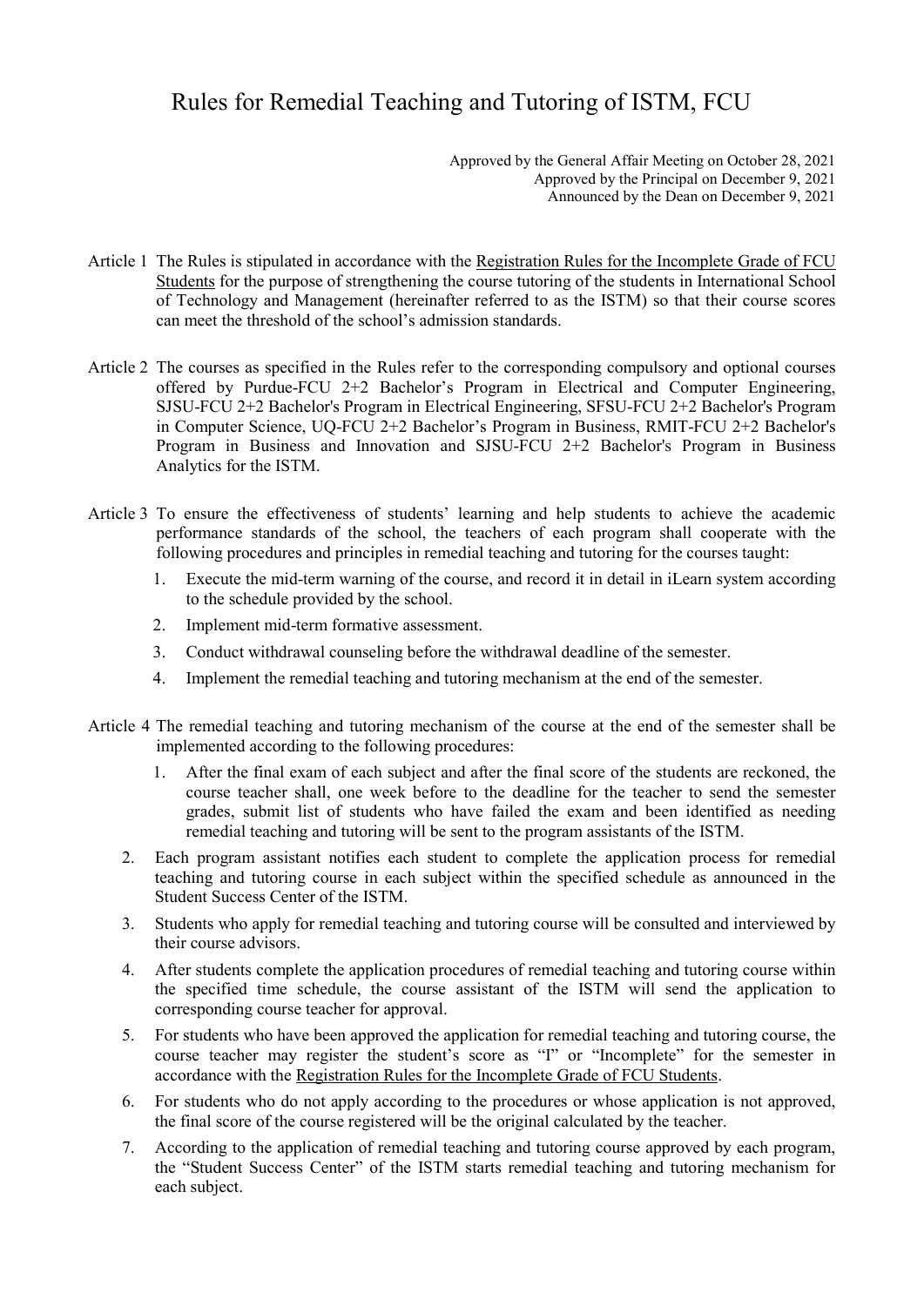# Rules for Remedial Teaching and Tutoring of ISTM, FCU

Approved by the General Affair Meeting on October 28, 2021
Approved by the Principal on December 9, 2021
Announced by the Dean on December 9, 2021

Article 1 The Rules is stipulated in accordance with the Registration Rules for the Incomplete Grade of FCU Students for the purpose of strengthening the course tutoring of the students in International School of Technology and Management (hereinafter referred to as the ISTM) so that their course scores can meet the threshold of the school's admission standards.

Article 2 The courses as specified in the Rules refer to the corresponding compulsory and optional courses offered by Purdue-FCU 2+2 Bachelor's Program in Electrical and Computer Engineering, SJSU-FCU 2+2 Bachelor's Program in Electrical Engineering, SFSU-FCU 2+2 Bachelor's Program in Computer Science, UQ-FCU 2+2 Bachelor's Program in Business, RMIT-FCU 2+2 Bachelor's Program in Business and Innovation and SJSU-FCU 2+2 Bachelor's Program in Business Analytics for the ISTM.

Article 3 To ensure the effectiveness of students' learning and help students to achieve the academic performance standards of the school, the teachers of each program shall cooperate with the following procedures and principles in remedial teaching and tutoring for the courses taught:

1. Execute the mid-term warning of the course, and record it in detail in iLearn system according to the schedule provided by the school.
2. Implement mid-term formative assessment.
3. Conduct withdrawal counseling before the withdrawal deadline of the semester.
4. Implement the remedial teaching and tutoring mechanism at the end of the semester.

Article 4 The remedial teaching and tutoring mechanism of the course at the end of the semester shall be implemented according to the following procedures:

1. After the final exam of each subject and after the final score of the students are reckoned, the course teacher shall, one week before to the deadline for the teacher to send the semester grades, submit list of students who have failed the exam and been identified as needing remedial teaching and tutoring will be sent to the program assistants of the ISTM.
2. Each program assistant notifies each student to complete the application process for remedial teaching and tutoring course in each subject within the specified schedule as announced in the Student Success Center of the ISTM.
3. Students who apply for remedial teaching and tutoring course will be consulted and interviewed by their course advisors.
4. After students complete the application procedures of remedial teaching and tutoring course within the specified time schedule, the course assistant of the ISTM will send the application to corresponding course teacher for approval.
5. For students who have been approved the application for remedial teaching and tutoring course, the course teacher may register the student's score as "I" or "Incomplete" for the semester in accordance with the Registration Rules for the Incomplete Grade of FCU Students.
6. For students who do not apply according to the procedures or whose application is not approved, the final score of the course registered will be the original calculated by the teacher.
7. According to the application of remedial teaching and tutoring course approved by each program, the "Student Success Center" of the ISTM starts remedial teaching and tutoring mechanism for each subject.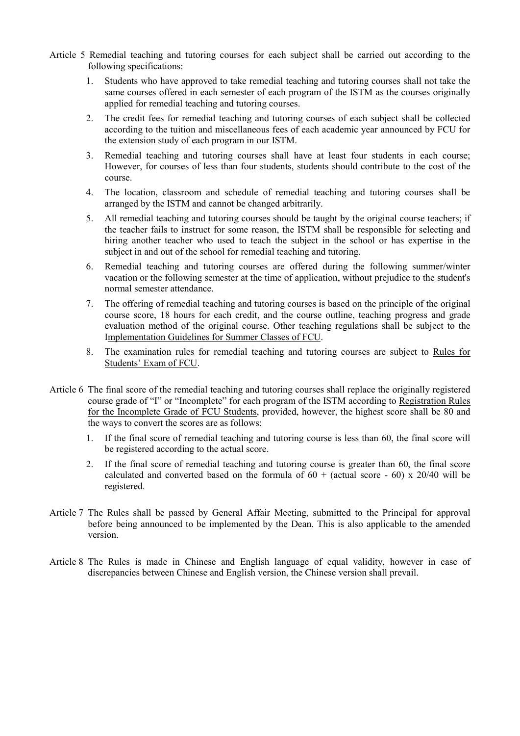Article 5 Remedial teaching and tutoring courses for each subject shall be carried out according to the following specifications:

1. Students who have approved to take remedial teaching and tutoring courses shall not take the same courses offered in each semester of each program of the ISTM as the courses originally applied for remedial teaching and tutoring courses.
2. The credit fees for remedial teaching and tutoring courses of each subject shall be collected according to the tuition and miscellaneous fees of each academic year announced by FCU for the extension study of each program in our ISTM.
3. Remedial teaching and tutoring courses shall have at least four students in each course; However, for courses of less than four students, students should contribute to the cost of the course.
4. The location, classroom and schedule of remedial teaching and tutoring courses shall be arranged by the ISTM and cannot be changed arbitrarily.
5. All remedial teaching and tutoring courses should be taught by the original course teachers; if the teacher fails to instruct for some reason, the ISTM shall be responsible for selecting and hiring another teacher who used to teach the subject in the school or has expertise in the subject in and out of the school for remedial teaching and tutoring.
6. Remedial teaching and tutoring courses are offered during the following summer/winter vacation or the following semester at the time of application, without prejudice to the student's normal semester attendance.
7. The offering of remedial teaching and tutoring courses is based on the principle of the original course score, 18 hours for each credit, and the course outline, teaching progress and grade evaluation method of the original course. Other teaching regulations shall be subject to the Implementation Guidelines for Summer Classes of FCU.
8. The examination rules for remedial teaching and tutoring courses are subject to Rules for Students' Exam of FCU.

Article 6 The final score of the remedial teaching and tutoring courses shall replace the originally registered course grade of "I" or "Incomplete" for each program of the ISTM according to Registration Rules for the Incomplete Grade of FCU Students, provided, however, the highest score shall be 80 and the ways to convert the scores are as follows:

1. If the final score of remedial teaching and tutoring course is less than 60, the final score will be registered according to the actual score.
2. If the final score of remedial teaching and tutoring course is greater than 60, the final score calculated and converted based on the formula of $60 + (\text{actual score} - 60) \times 20/40$ will be registered.

Article 7 The Rules shall be passed by General Affair Meeting, submitted to the Principal for approval before being announced to be implemented by the Dean. This is also applicable to the amended version.

Article 8 The Rules is made in Chinese and English language of equal validity, however in case of discrepancies between Chinese and English version, the Chinese version shall prevail.